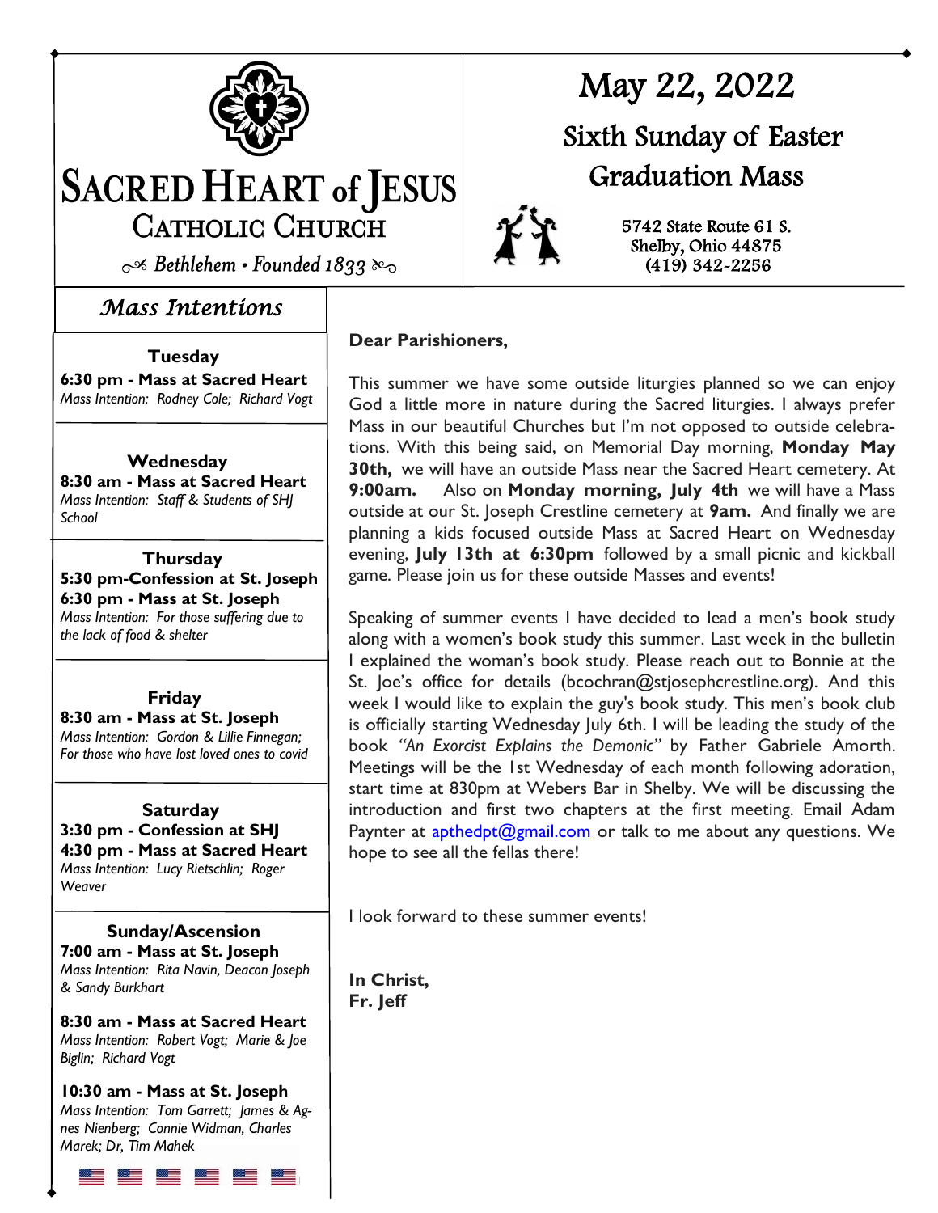# SACRED HEART of JESUS CATHOLIC CHURCH

*Bethlehem • Founded 1833*

# May 22, 2022

## Sixth Sunday of Easter

## Graduation Mass

5742 State Route 61 S.
Shelby, Ohio 44875
(419) 342-2256

## *Mass Intentions*

**Tuesday**
**6:30 pm - Mass at Sacred Heart**
*Mass Intention: Rodney Cole; Richard Vogt*

**Wednesday**
**8:30 am - Mass at Sacred Heart**
*Mass Intention: Staff & Students of SHJ School*

**Thursday**
**5:30 pm-Confession at St. Joseph**
**6:30 pm - Mass at St. Joseph**
*Mass Intention: For those suffering due to the lack of food & shelter*

**Friday**
**8:30 am - Mass at St. Joseph**
*Mass Intention: Gordon & Lillie Finnegan; For those who have lost loved ones to covid*

**Saturday**
**3:30 pm - Confession at SHJ**
**4:30 pm - Mass at Sacred Heart**
*Mass Intention: Lucy Rietschlin; Roger Weaver*

**Sunday/Ascension**
**7:00 am - Mass at St. Joseph**
*Mass Intention: Rita Navin, Deacon Joseph & Sandy Burkhart*

**8:30 am - Mass at Sacred Heart**
*Mass Intention: Robert Vogt; Marie & Joe Biglin; Richard Vogt*

**10:30 am - Mass at St. Joseph**
*Mass Intention: Tom Garrett; James & Agnes Nienberg; Connie Widman, Charles Marek; Dr, Tim Mahek*

**Dear Parishioners,**

This summer we have some outside liturgies planned so we can enjoy God a little more in nature during the Sacred liturgies. I always prefer Mass in our beautiful Churches but I'm not opposed to outside celebrations. With this being said, on Memorial Day morning, **Monday May 30th,** we will have an outside Mass near the Sacred Heart cemetery. At **9:00am.** Also on **Monday morning, July 4th** we will have a Mass outside at our St. Joseph Crestline cemetery at **9am.** And finally we are planning a kids focused outside Mass at Sacred Heart on Wednesday evening, **July 13th at 6:30pm** followed by a small picnic and kickball game. Please join us for these outside Masses and events!

Speaking of summer events I have decided to lead a men's book study along with a women's book study this summer. Last week in the bulletin I explained the woman's book study. Please reach out to Bonnie at the St. Joe's office for details (bcochran@stjosephcrestline.org). And this week I would like to explain the guy's book study. This men's book club is officially starting Wednesday July 6th. I will be leading the study of the book *"An Exorcist Explains the Demonic"* by Father Gabriele Amorth. Meetings will be the 1st Wednesday of each month following adoration, start time at 830pm at Webers Bar in Shelby. We will be discussing the introduction and first two chapters at the first meeting. Email Adam Paynter at apthedpt@gmail.com or talk to me about any questions. We hope to see all the fellas there!

I look forward to these summer events!

**In Christ,**
**Fr. Jeff**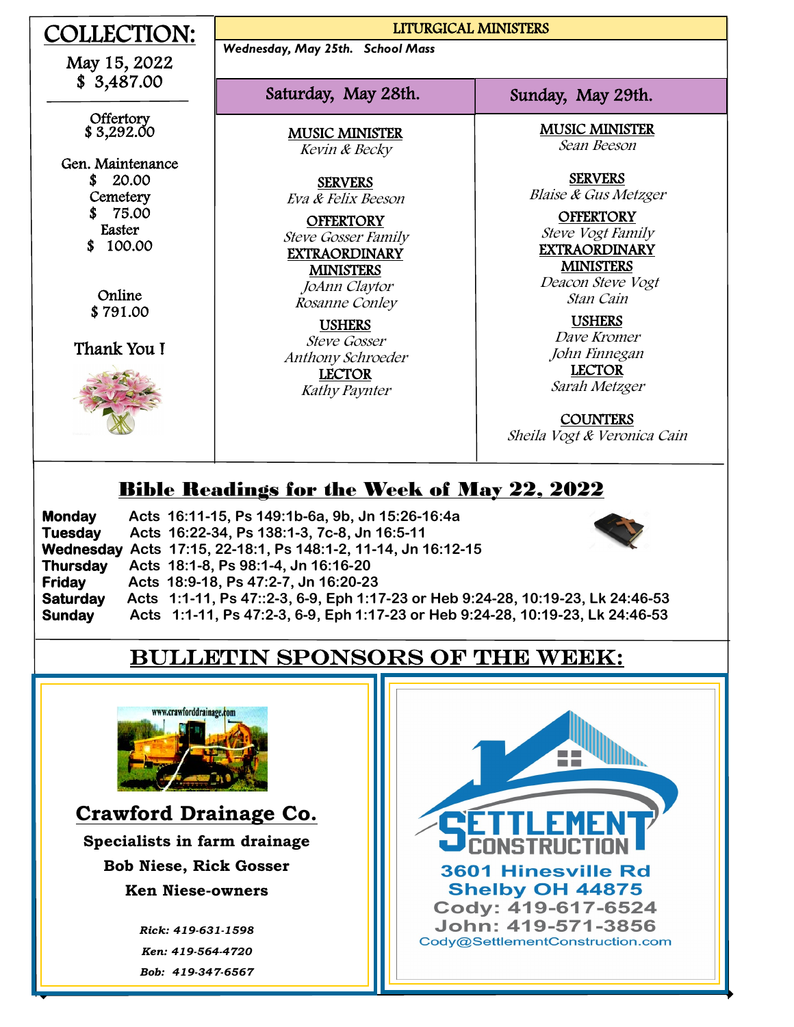## COLLECTION:

May 15, 2022
$ 3,487.00

Offertory
$ 3,292.00

Gen. Maintenance
$ 20.00
Cemetery
$ 75.00
Easter
$ 100.00

Online
$ 791.00

Thank You !

## LITURGICAL MINISTERS

*Wednesday, May 25th. School Mass*

### Saturday, May 28th.

**MUSIC MINISTER**
*Kevin & Becky*

**SERVERS**
*Eva & Felix Beeson*

**OFFERTORY**
*Steve Gosser Family*

**EXTRAORDINARY MINISTERS**
*JoAnn Claytor*
*Rosanne Conley*

**USHERS**
*Steve Gosser*
*Anthony Schroeder*

**LECTOR**
*Kathy Paynter*

### Sunday, May 29th.

**MUSIC MINISTER**
*Sean Beeson*

**SERVERS**
*Blaise & Gus Metzger*

**OFFERTORY**
*Steve Vogt Family*

**EXTRAORDINARY MINISTERS**
*Deacon Steve Vogt*
*Stan Cain*

**USHERS**
*Dave Kromer*
*John Finnegan*

**LECTOR**
*Sarah Metzger*

**COUNTERS**
*Sheila Vogt & Veronica Cain*

## Bible Readings for the Week of May 22, 2022

| | |
|---|---|
| **Monday** | Acts 16:11-15, Ps 149:1b-6a, 9b, Jn 15:26-16:4a |
| **Tuesday** | Acts 16:22-34, Ps 138:1-3, 7c-8, Jn 16:5-11 |
| **Wednesday** | Acts 17:15, 22-18:1, Ps 148:1-2, 11-14, Jn 16:12-15 |
| **Thursday** | Acts 18:1-8, Ps 98:1-4, Jn 16:16-20 |
| **Friday** | Acts 18:9-18, Ps 47:2-7, Jn 16:20-23 |
| **Saturday** | Acts 1:1-11, Ps 47::2-3, 6-9, Eph 1:17-23 or Heb 9:24-28, 10:19-23, Lk 24:46-53 |
| **Sunday** | Acts 1:1-11, Ps 47:2-3, 6-9, Eph 1:17-23 or Heb 9:24-28, 10:19-23, Lk 24:46-53 |

## BULLETIN SPONSORS OF THE WEEK:

www.crawforddrainage.com

**Crawford Drainage Co.**

**Specialists in farm drainage**

**Bob Niese, Rick Gosser**

**Ken Niese-owners**

*Rick: 419-631-1598*

*Ken: 419-564-4720*

*Bob: 419-347-6567*

**SETTLEMENT CONSTRUCTION**

**3601 Hinesville Rd**
**Shelby OH 44875**
**Cody: 419-617-6524**
**John: 419-571-3856**
Cody@SettlementConstruction.com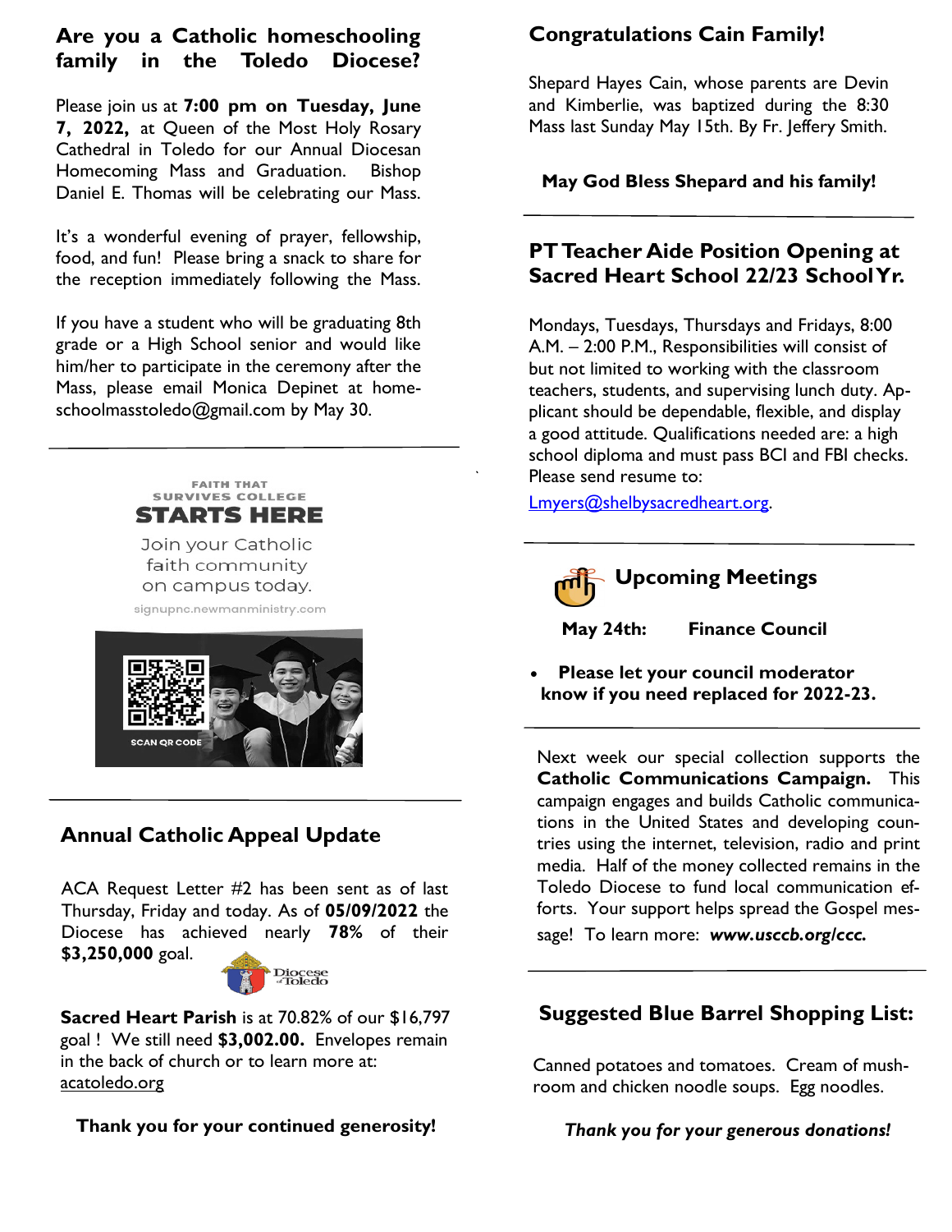## Are you a Catholic homeschooling family in the Toledo Diocese?

Please join us at **7:00 pm on Tuesday, June 7, 2022,** at Queen of the Most Holy Rosary Cathedral in Toledo for our Annual Diocesan Homecoming Mass and Graduation. Bishop Daniel E. Thomas will be celebrating our Mass.

It's a wonderful evening of prayer, fellowship, food, and fun! Please bring a snack to share for the reception immediately following the Mass.

If you have a student who will be graduating 8th grade or a High School senior and would like him/her to participate in the ceremony after the Mass, please email Monica Depinet at homeschoolmasstoledo@gmail.com by May 30.

---

FAITH THAT SURVIVES COLLEGE

**STARTS HERE**

Join your Catholic faith community on campus today.

signupnc.newmanministry.com

SCAN QR CODE

---

## Annual Catholic Appeal Update

ACA Request Letter #2 has been sent as of last Thursday, Friday and today. As of **05/09/2022** the Diocese has achieved nearly **78%** of their **$3,250,000** goal.

**Sacred Heart Parish** is at 70.82% of our $16,797 goal ! We still need **$3,002.00.** Envelopes remain in the back of church or to learn more at: acatoledo.org

**Thank you for your continued generosity!**

## Congratulations Cain Family!

Shepard Hayes Cain, whose parents are Devin and Kimberlie, was baptized during the 8:30 Mass last Sunday May 15th. By Fr. Jeffery Smith.

**May God Bless Shepard and his family!**

---

## PT Teacher Aide Position Opening at Sacred Heart School 22/23 School Yr.

Mondays, Tuesdays, Thursdays and Fridays, 8:00 A.M. – 2:00 P.M., Responsibilities will consist of but not limited to working with the classroom teachers, students, and supervising lunch duty. Applicant should be dependable, flexible, and display a good attitude. Qualifications needed are: a high school diploma and must pass BCI and FBI checks. Please send resume to:

Lmyers@shelbysacredheart.org.

---

## Upcoming Meetings

**May 24th: Finance Council**

- **Please let your council moderator know if you need replaced for 2022-23.**

---

Next week our special collection supports the **Catholic Communications Campaign.** This campaign engages and builds Catholic communications in the United States and developing countries using the internet, television, radio and print media. Half of the money collected remains in the Toledo Diocese to fund local communication efforts. Your support helps spread the Gospel message! To learn more: ***www.usccb.org/ccc.***

---

## Suggested Blue Barrel Shopping List:

Canned potatoes and tomatoes. Cream of mushroom and chicken noodle soups. Egg noodles.

***Thank you for your generous donations!***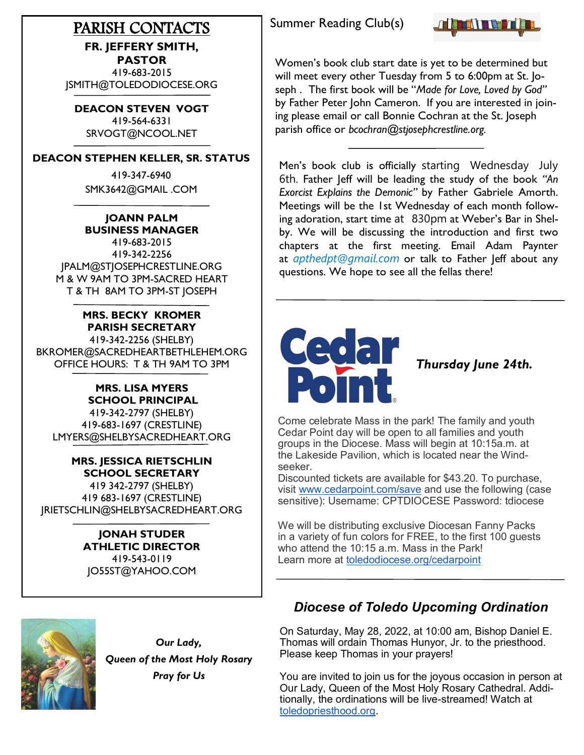# PARISH CONTACTS

**FR. JEFFERY SMITH, PASTOR**
419-683-2015
JSMITH@TOLEDODIOCESE.ORG

**DEACON STEVEN VOGT**
419-564-6331
SRVOGT@NCOOL.NET

**DEACON STEPHEN KELLER, SR. STATUS**
419-347-6940
SMK3642@GMAIL .COM

**JOANN PALM**
**BUSINESS MANAGER**
419-683-2015
419-342-2256
JPALM@STJOSEPHCRESTLINE.ORG
M & W 9AM TO 3PM-SACRED HEART
T & TH 8AM TO 3PM-ST JOSEPH

**MRS. BECKY KROMER**
**PARISH SECRETARY**
419-342-2256 (SHELBY)
BKROMER@SACREDHEARTBETHLEHEM.ORG
OFFICE HOURS: T & TH 9AM TO 3PM

**MRS. LISA MYERS**
**SCHOOL PRINCIPAL**
419-342-2797 (SHELBY)
419-683-1697 (CRESTLINE)
LMYERS@SHELBYSACREDHEART.ORG

**MRS. JESSICA RIETSCHLIN**
**SCHOOL SECRETARY**
419 342-2797 (SHELBY)
419 683-1697 (CRESTLINE)
JRIETSCHLIN@SHELBYSACREDHEART.ORG

**JONAH STUDER**
**ATHLETIC DIRECTOR**
419-543-0119
JO55ST@YAHOO.COM

***Our Lady,***
***Queen of the Most Holy Rosary***
***Pray for Us***

## Summer Reading Club(s)

Women's book club start date is yet to be determined but will meet every other Tuesday from 5 to 6:00pm at St. Joseph . The first book will be "*Made for Love, Loved by God"* by Father Peter John Cameron. If you are interested in joining please email or call Bonnie Cochran at the St. Joseph parish office or *bcochran@stjosephcrestline.org.*

Men's book club is officially starting Wednesday July 6th. Father Jeff will be leading the study of the book *"An Exorcist Explains the Demonic"* by Father Gabriele Amorth. Meetings will be the 1st Wednesday of each month following adoration, start time at 830pm at Weber's Bar in Shelby. We will be discussing the introduction and first two chapters at the first meeting. Email Adam Paynter at *apthedpt@gmail.com* or talk to Father Jeff about any questions. We hope to see all the fellas there!

## Cedar Point

***Thursday June 24th.***

Come celebrate Mass in the park! The family and youth Cedar Point day will be open to all families and youth groups in the Diocese. Mass will begin at 10:15a.m. at the Lakeside Pavilion, which is located near the Windseeker.

Discounted tickets are available for $43.20. To purchase, visit www.cedarpoint.com/save and use the following (case sensitive): Username: CPTDIOCESE Password: tdiocese

We will be distributing exclusive Diocesan Fanny Packs in a variety of fun colors for FREE, to the first 100 guests who attend the 10:15 a.m. Mass in the Park!
Learn more at toledodiocese.org/cedarpoint

## *Diocese of Toledo Upcoming Ordination*

On Saturday, May 28, 2022, at 10:00 am, Bishop Daniel E. Thomas will ordain Thomas Hunyor, Jr. to the priesthood. Please keep Thomas in your prayers!

You are invited to join us for the joyous occasion in person at Our Lady, Queen of the Most Holy Rosary Cathedral. Additionally, the ordinations will be live-streamed! Watch at toledopriesthood.org.